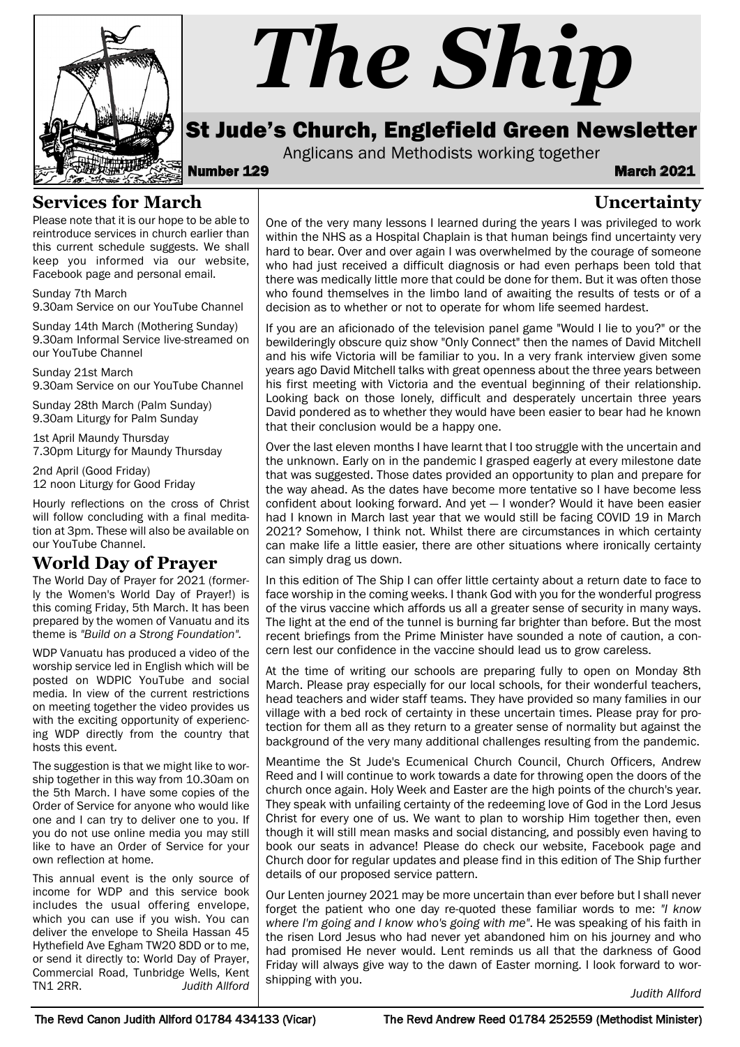# The Ship

## St Jude's Church, Englefield Green Newsletter

Anglicans and Methodists working together

**Number 129** **March 2021**

## Services for March

Please note that it is our hope to be able to reintroduce services in church earlier than this current schedule suggests. We shall keep you informed via our website, Facebook page and personal email.

Sunday 7th March
9.30am Service on our YouTube Channel

Sunday 14th March (Mothering Sunday)
9.30am Informal Service live-streamed on our YouTube Channel

Sunday 21st March
9.30am Service on our YouTube Channel

Sunday 28th March (Palm Sunday)
9.30am Liturgy for Palm Sunday

1st April Maundy Thursday
7.30pm Liturgy for Maundy Thursday

2nd April (Good Friday)
12 noon Liturgy for Good Friday

Hourly reflections on the cross of Christ will follow concluding with a final meditation at 3pm. These will also be available on our YouTube Channel.

## World Day of Prayer

The World Day of Prayer for 2021 (formerly the Women's World Day of Prayer!) is this coming Friday, 5th March. It has been prepared by the women of Vanuatu and its theme is *"Build on a Strong Foundation"*.

WDP Vanuatu has produced a video of the worship service led in English which will be posted on WDPIC YouTube and social media. In view of the current restrictions on meeting together the video provides us with the exciting opportunity of experiencing WDP directly from the country that hosts this event.

The suggestion is that we might like to worship together in this way from 10.30am on the 5th March. I have some copies of the Order of Service for anyone who would like one and I can try to deliver one to you. If you do not use online media you may still like to have an Order of Service for your own reflection at home.

This annual event is the only source of income for WDP and this service book includes the usual offering envelope, which you can use if you wish. You can deliver the envelope to Sheila Hassan 45 Hythefield Ave Egham TW20 8DD or to me, or send it directly to: World Day of Prayer, Commercial Road, Tunbridge Wells, Kent TN1 2RR.

*Judith Allford*

## Uncertainty

One of the very many lessons I learned during the years I was privileged to work within the NHS as a Hospital Chaplain is that human beings find uncertainty very hard to bear. Over and over again I was overwhelmed by the courage of someone who had just received a difficult diagnosis or had even perhaps been told that there was medically little more that could be done for them. But it was often those who found themselves in the limbo land of awaiting the results of tests or of a decision as to whether or not to operate for whom life seemed hardest.

If you are an aficionado of the television panel game "Would I lie to you?" or the bewilderingly obscure quiz show "Only Connect" then the names of David Mitchell and his wife Victoria will be familiar to you. In a very frank interview given some years ago David Mitchell talks with great openness about the three years between his first meeting with Victoria and the eventual beginning of their relationship. Looking back on those lonely, difficult and desperately uncertain three years David pondered as to whether they would have been easier to bear had he known that their conclusion would be a happy one.

Over the last eleven months I have learnt that I too struggle with the uncertain and the unknown. Early on in the pandemic I grasped eagerly at every milestone date that was suggested. Those dates provided an opportunity to plan and prepare for the way ahead. As the dates have become more tentative so I have become less confident about looking forward. And yet — I wonder? Would it have been easier had I known in March last year that we would still be facing COVID 19 in March 2021? Somehow, I think not. Whilst there are circumstances in which certainty can make life a little easier, there are other situations where ironically certainty can simply drag us down.

In this edition of The Ship I can offer little certainty about a return date to face to face worship in the coming weeks. I thank God with you for the wonderful progress of the virus vaccine which affords us all a greater sense of security in many ways. The light at the end of the tunnel is burning far brighter than before. But the most recent briefings from the Prime Minister have sounded a note of caution, a concern lest our confidence in the vaccine should lead us to grow careless.

At the time of writing our schools are preparing fully to open on Monday 8th March. Please pray especially for our local schools, for their wonderful teachers, head teachers and wider staff teams. They have provided so many families in our village with a bed rock of certainty in these uncertain times. Please pray for protection for them all as they return to a greater sense of normality but against the background of the very many additional challenges resulting from the pandemic.

Meantime the St Jude's Ecumenical Church Council, Church Officers, Andrew Reed and I will continue to work towards a date for throwing open the doors of the church once again. Holy Week and Easter are the high points of the church's year. They speak with unfailing certainty of the redeeming love of God in the Lord Jesus Christ for every one of us. We want to plan to worship Him together then, even though it will still mean masks and social distancing, and possibly even having to book our seats in advance! Please do check our website, Facebook page and Church door for regular updates and please find in this edition of The Ship further details of our proposed service pattern.

Our Lenten journey 2021 may be more uncertain than ever before but I shall never forget the patient who one day re-quoted these familiar words to me: *"I know where I'm going and I know who's going with me"*. He was speaking of his faith in the risen Lord Jesus who had never yet abandoned him on his journey and who had promised He never would. Lent reminds us all that the darkness of Good Friday will always give way to the dawn of Easter morning. I look forward to worshipping with you.

*Judith Allford*

The Revd Canon Judith Allford 01784 434133 (Vicar) The Revd Andrew Reed 01784 252559 (Methodist Minister)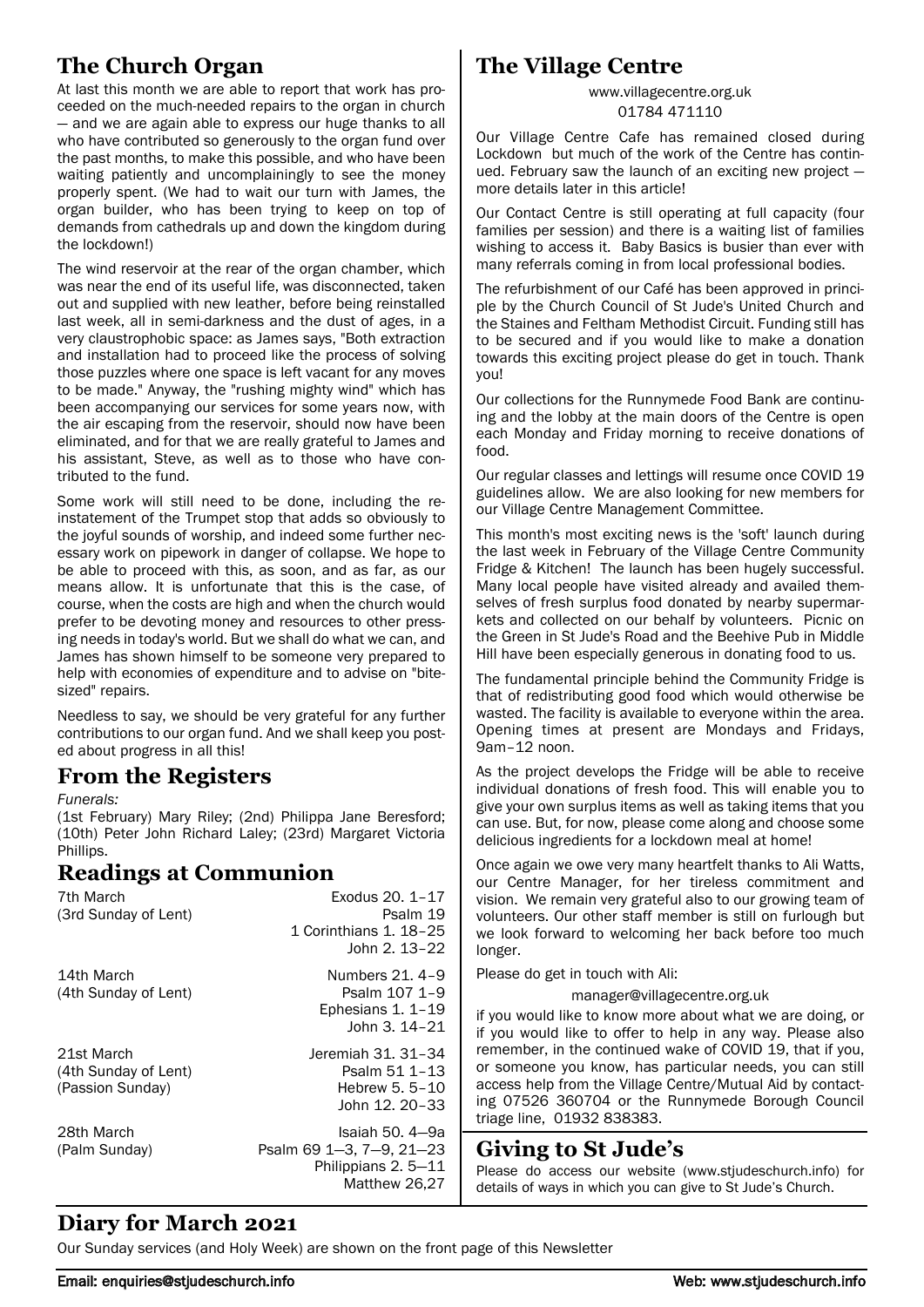## The Church Organ

At last this month we are able to report that work has proceeded on the much-needed repairs to the organ in church — and we are again able to express our huge thanks to all who have contributed so generously to the organ fund over the past months, to make this possible, and who have been waiting patiently and uncomplainingly to see the money properly spent. (We had to wait our turn with James, the organ builder, who has been trying to keep on top of demands from cathedrals up and down the kingdom during the lockdown!)

The wind reservoir at the rear of the organ chamber, which was near the end of its useful life, was disconnected, taken out and supplied with new leather, before being reinstalled last week, all in semi-darkness and the dust of ages, in a very claustrophobic space: as James says, "Both extraction and installation had to proceed like the process of solving those puzzles where one space is left vacant for any moves to be made." Anyway, the "rushing mighty wind" which has been accompanying our services for some years now, with the air escaping from the reservoir, should now have been eliminated, and for that we are really grateful to James and his assistant, Steve, as well as to those who have contributed to the fund.

Some work will still need to be done, including the reinstatement of the Trumpet stop that adds so obviously to the joyful sounds of worship, and indeed some further necessary work on pipework in danger of collapse. We hope to be able to proceed with this, as soon, and as far, as our means allow. It is unfortunate that this is the case, of course, when the costs are high and when the church would prefer to be devoting money and resources to other pressing needs in today's world. But we shall do what we can, and James has shown himself to be someone very prepared to help with economies of expenditure and to advise on "bite-sized" repairs.

Needless to say, we should be very grateful for any further contributions to our organ fund. And we shall keep you posted about progress in all this!

## From the Registers

*Funerals:*

(1st February) Mary Riley; (2nd) Philippa Jane Beresford; (10th) Peter John Richard Laley; (23rd) Margaret Victoria Phillips.

## Readings at Communion

| | |
|---|---|
| 7th March<br>(3rd Sunday of Lent) | Exodus 20. 1–17<br>Psalm 19<br>1 Corinthians 1. 18–25<br>John 2. 13–22 |
| 14th March<br>(4th Sunday of Lent) | Numbers 21. 4–9<br>Psalm 107 1–9<br>Ephesians 1. 1–19<br>John 3. 14–21 |
| 21st March<br>(4th Sunday of Lent)<br>(Passion Sunday) | Jeremiah 31. 31–34<br>Psalm 51 1–13<br>Hebrew 5. 5–10<br>John 12. 20–33 |
| 28th March<br>(Palm Sunday) | Isaiah 50. 4—9a<br>Psalm 69 1—3, 7—9, 21—23<br>Philippians 2. 5—11<br>Matthew 26,27 |

## The Village Centre

www.villagecentre.org.uk
01784 471110

Our Village Centre Cafe has remained closed during Lockdown but much of the work of the Centre has continued. February saw the launch of an exciting new project — more details later in this article!

Our Contact Centre is still operating at full capacity (four families per session) and there is a waiting list of families wishing to access it. Baby Basics is busier than ever with many referrals coming in from local professional bodies.

The refurbishment of our Café has been approved in principle by the Church Council of St Jude's United Church and the Staines and Feltham Methodist Circuit. Funding still has to be secured and if you would like to make a donation towards this exciting project please do get in touch. Thank you!

Our collections for the Runnymede Food Bank are continuing and the lobby at the main doors of the Centre is open each Monday and Friday morning to receive donations of food.

Our regular classes and lettings will resume once COVID 19 guidelines allow. We are also looking for new members for our Village Centre Management Committee.

This month's most exciting news is the 'soft' launch during the last week in February of the Village Centre Community Fridge & Kitchen! The launch has been hugely successful. Many local people have visited already and availed themselves of fresh surplus food donated by nearby supermarkets and collected on our behalf by volunteers. Picnic on the Green in St Jude's Road and the Beehive Pub in Middle Hill have been especially generous in donating food to us.

The fundamental principle behind the Community Fridge is that of redistributing good food which would otherwise be wasted. The facility is available to everyone within the area. Opening times at present are Mondays and Fridays, 9am–12 noon.

As the project develops the Fridge will be able to receive individual donations of fresh food. This will enable you to give your own surplus items as well as taking items that you can use. But, for now, please come along and choose some delicious ingredients for a lockdown meal at home!

Once again we owe very many heartfelt thanks to Ali Watts, our Centre Manager, for her tireless commitment and vision. We remain very grateful also to our growing team of volunteers. Our other staff member is still on furlough but we look forward to welcoming her back before too much longer.

Please do get in touch with Ali:

manager@villagecentre.org.uk

if you would like to know more about what we are doing, or if you would like to offer to help in any way. Please also remember, in the continued wake of COVID 19, that if you, or someone you know, has particular needs, you can still access help from the Village Centre/Mutual Aid by contacting 07526 360704 or the Runnymede Borough Council triage line, 01932 838383.

## Giving to St Jude's

Please do access our website (www.stjudeschurch.info) for details of ways in which you can give to St Jude's Church.

## Diary for March 2021

Our Sunday services (and Holy Week) are shown on the front page of this Newsletter

Email: enquiries@stjudeschurch.info Web: www.stjudeschurch.info